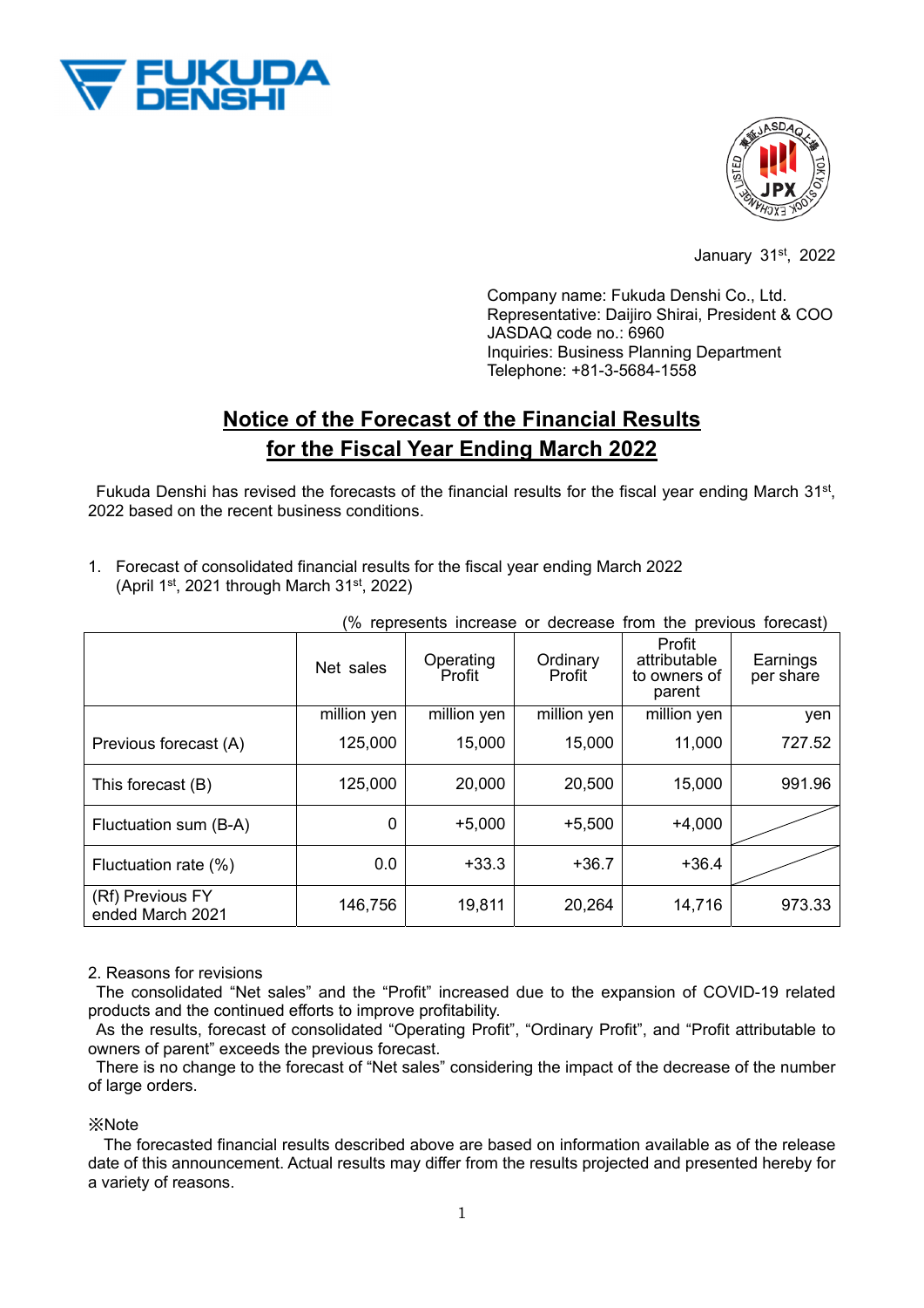January 31st, 2022

Company name: Fukuda Denshi Co., Ltd.
Representative: Daijiro Shirai, President & COO
JASDAQ code no.: 6960
Inquiries: Business Planning Department
Telephone: +81-3-5684-1558

# Notice of the Forecast of the Financial Results for the Fiscal Year Ending March 2022

Fukuda Denshi has revised the forecasts of the financial results for the fiscal year ending March 31st, 2022 based on the recent business conditions.

1. Forecast of consolidated financial results for the fiscal year ending March 2022 (April 1st, 2021 through March 31st, 2022)

(% represents increase or decrease from the previous forecast)

| | Net sales | Operating Profit | Ordinary Profit | Profit attributable to owners of parent | Earnings per share |
|---|---|---|---|---|---|
| | million yen | million yen | million yen | million yen | yen |
| Previous forecast (A) | 125,000 | 15,000 | 15,000 | 11,000 | 727.52 |
| This forecast (B) | 125,000 | 20,000 | 20,500 | 15,000 | 991.96 |
| Fluctuation sum (B-A) | 0 | +5,000 | +5,500 | +4,000 | |
| Fluctuation rate (%) | 0.0 | +33.3 | +36.7 | +36.4 | |
| (Rf) Previous FY ended March 2021 | 146,756 | 19,811 | 20,264 | 14,716 | 973.33 |

2. Reasons for revisions

The consolidated "Net sales" and the "Profit" increased due to the expansion of COVID-19 related products and the continued efforts to improve profitability.

As the results, forecast of consolidated "Operating Profit", "Ordinary Profit", and "Profit attributable to owners of parent" exceeds the previous forecast.

There is no change to the forecast of "Net sales" considering the impact of the decrease of the number of large orders.

※Note

The forecasted financial results described above are based on information available as of the release date of this announcement. Actual results may differ from the results projected and presented hereby for a variety of reasons.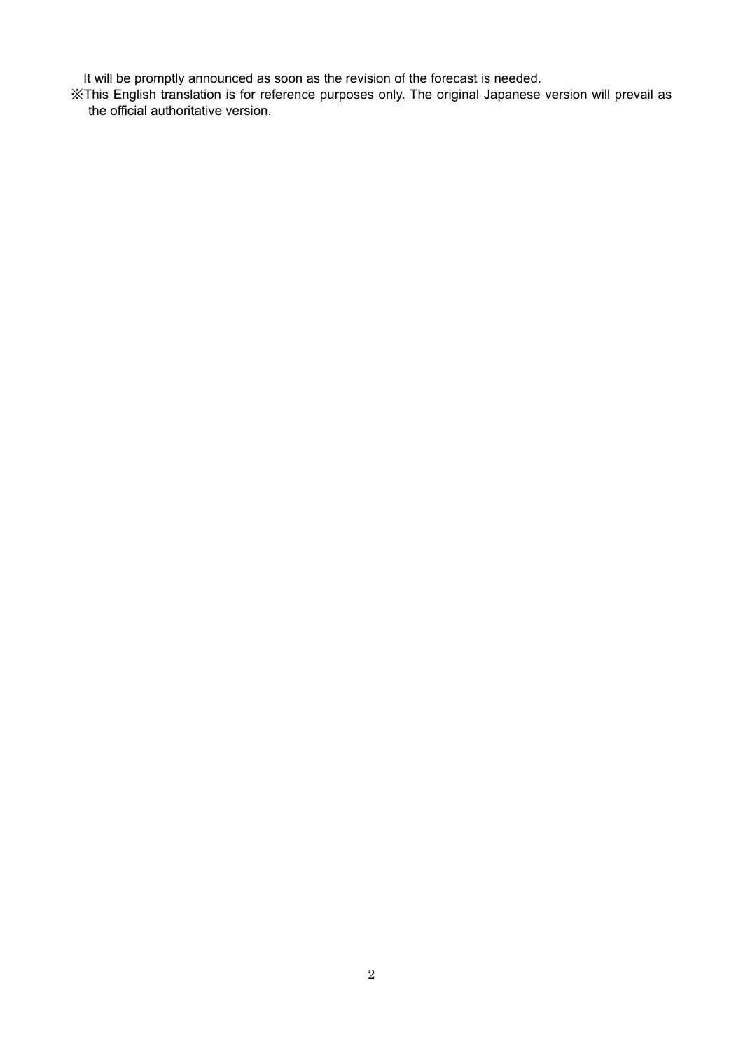It will be promptly announced as soon as the revision of the forecast is needed.

※This English translation is for reference purposes only. The original Japanese version will prevail as the official authoritative version.